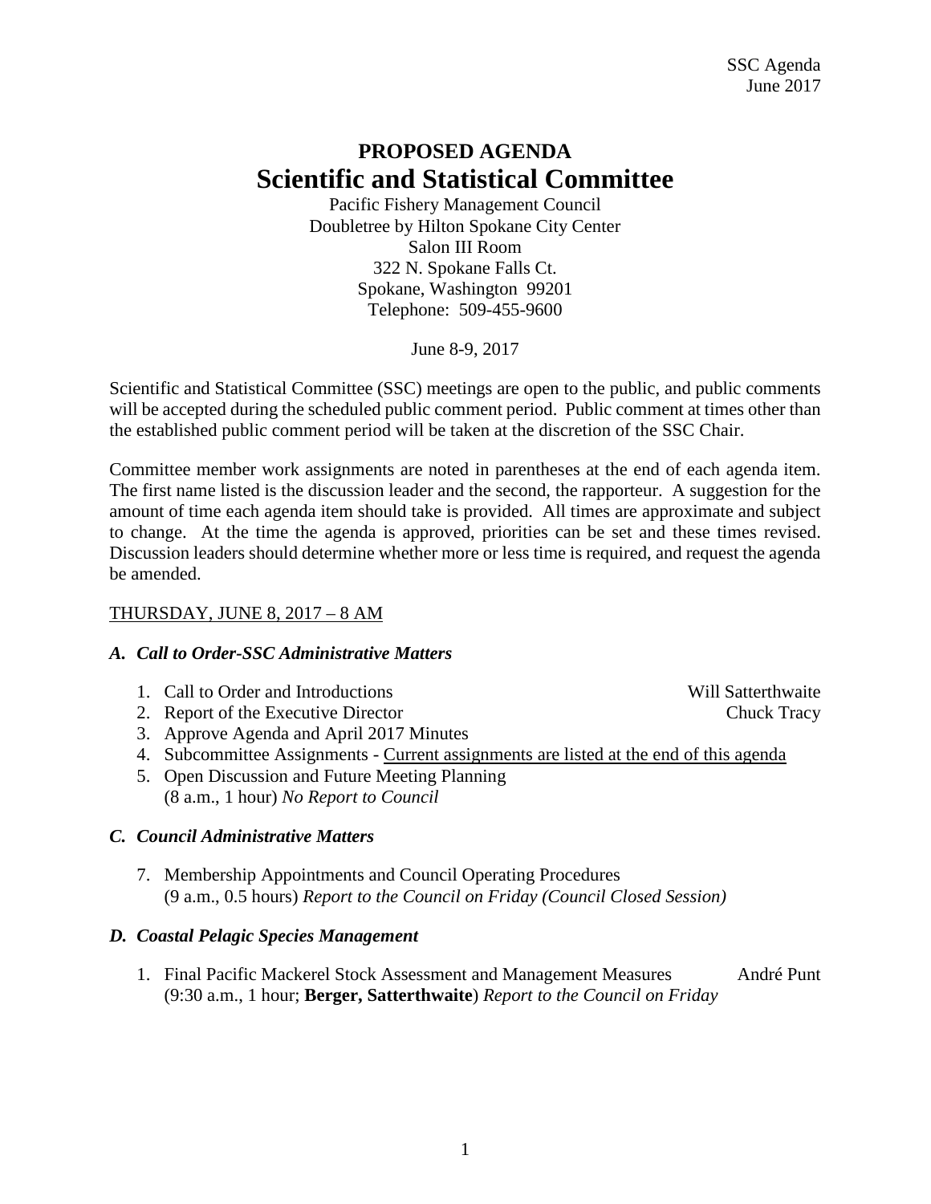# PROPOSED AGENDA

# Scientific and Statistical Committee

Pacific Fishery Management Council
Doubletree by Hilton Spokane City Center
Salon III Room
322 N. Spokane Falls Ct.
Spokane, Washington 99201
Telephone: 509-455-9600

June 8-9, 2017

Scientific and Statistical Committee (SSC) meetings are open to the public, and public comments will be accepted during the scheduled public comment period. Public comment at times other than the established public comment period will be taken at the discretion of the SSC Chair.

Committee member work assignments are noted in parentheses at the end of each agenda item. The first name listed is the discussion leader and the second, the rapporteur. A suggestion for the amount of time each agenda item should take is provided. All times are approximate and subject to change. At the time the agenda is approved, priorities can be set and these times revised. Discussion leaders should determine whether more or less time is required, and request the agenda be amended.

<u>THURSDAY, JUNE 8, 2017 – 8 AM</u>

### *A. Call to Order-SSC Administrative Matters*

1. Call to Order and Introductions — Will Satterthwaite
2. Report of the Executive Director — Chuck Tracy
3. Approve Agenda and April 2017 Minutes
4. Subcommittee Assignments - <u>Current assignments are listed at the end of this agenda</u>
5. Open Discussion and Future Meeting Planning
   (8 a.m., 1 hour) *No Report to Council*

### *C. Council Administrative Matters*

7. Membership Appointments and Council Operating Procedures
   (9 a.m., 0.5 hours) *Report to the Council on Friday (Council Closed Session)*

### *D. Coastal Pelagic Species Management*

1. Final Pacific Mackerel Stock Assessment and Management Measures — André Punt
   (9:30 a.m., 1 hour; **Berger, Satterthwaite**) *Report to the Council on Friday*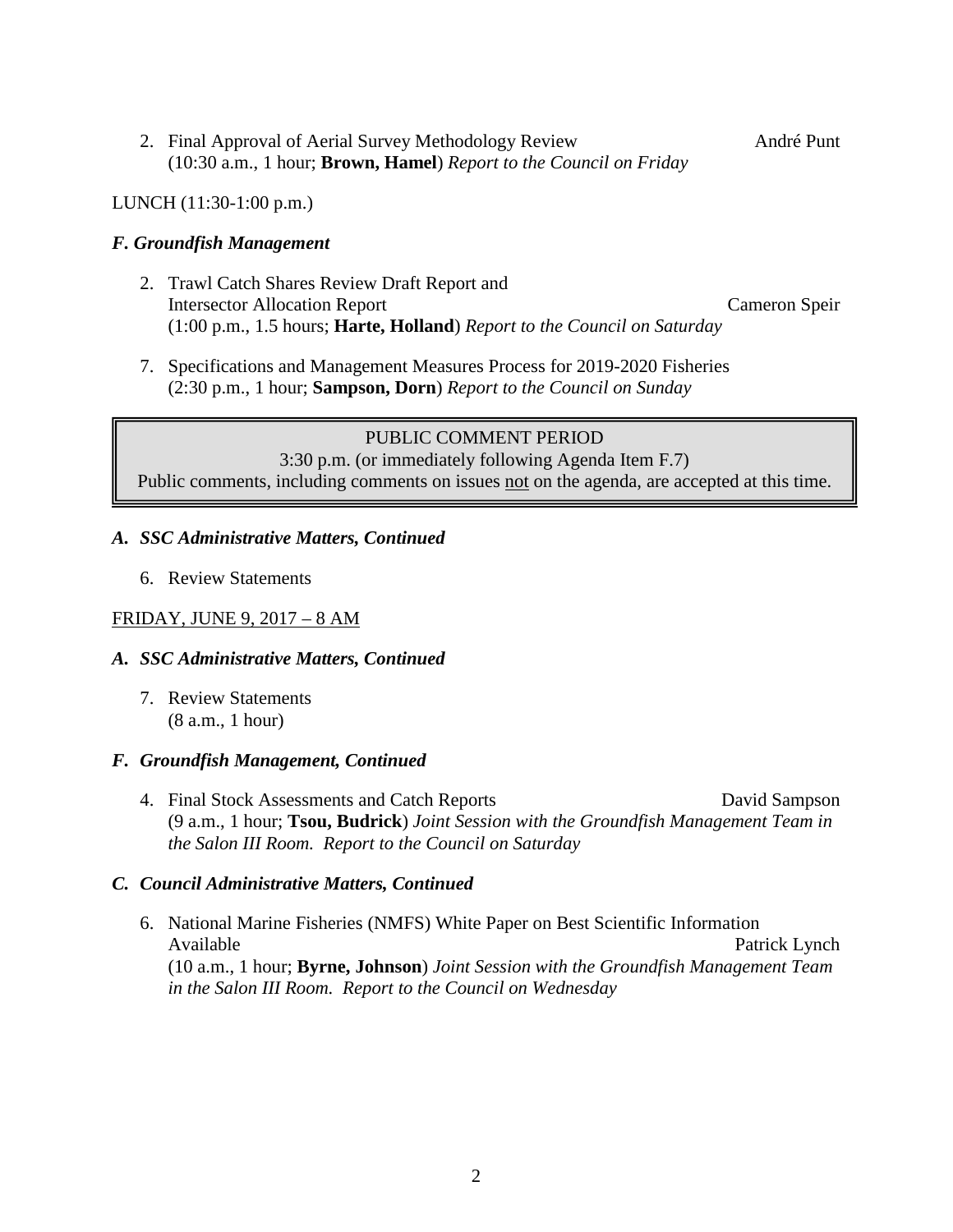2. Final Approval of Aerial Survey Methodology Review — André Punt
   (10:30 a.m., 1 hour; **Brown, Hamel**) *Report to the Council on Friday*

LUNCH (11:30-1:00 p.m.)

### *F. Groundfish Management*

2. Trawl Catch Shares Review Draft Report and Intersector Allocation Report — Cameron Speir
   (1:00 p.m., 1.5 hours; **Harte, Holland**) *Report to the Council on Saturday*

7. Specifications and Management Measures Process for 2019-2020 Fisheries
   (2:30 p.m., 1 hour; **Sampson, Dorn**) *Report to the Council on Sunday*

> PUBLIC COMMENT PERIOD
> 3:30 p.m. (or immediately following Agenda Item F.7)
> Public comments, including comments on issues <u>not</u> on the agenda, are accepted at this time.

### *A. SSC Administrative Matters, Continued*

6. Review Statements

<u>FRIDAY, JUNE 9, 2017 – 8 AM</u>

### *A. SSC Administrative Matters, Continued*

7. Review Statements
   (8 a.m., 1 hour)

### *F. Groundfish Management, Continued*

4. Final Stock Assessments and Catch Reports — David Sampson
   (9 a.m., 1 hour; **Tsou, Budrick**) *Joint Session with the Groundfish Management Team in the Salon III Room. Report to the Council on Saturday*

### *C. Council Administrative Matters, Continued*

6. National Marine Fisheries (NMFS) White Paper on Best Scientific Information Available — Patrick Lynch
   (10 a.m., 1 hour; **Byrne, Johnson**) *Joint Session with the Groundfish Management Team in the Salon III Room. Report to the Council on Wednesday*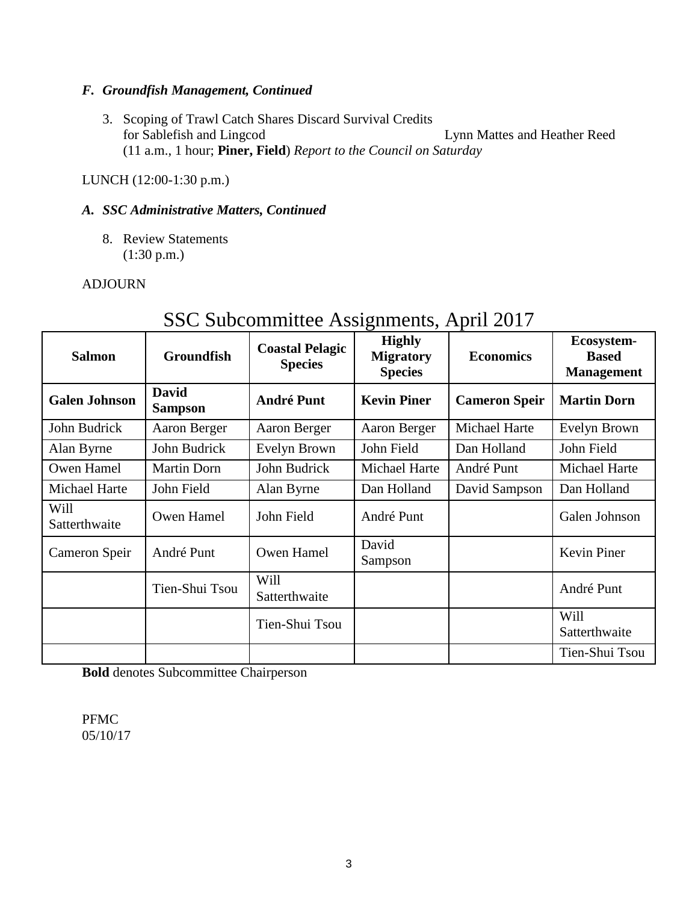***F. Groundfish Management, Continued***

3. Scoping of Trawl Catch Shares Discard Survival Credits for Sablefish and Lingcod — Lynn Mattes and Heather Reed
   (11 a.m., 1 hour; **Piner, Field**) *Report to the Council on Saturday*

LUNCH (12:00-1:30 p.m.)

***A. SSC Administrative Matters, Continued***

8. Review Statements
   (1:30 p.m.)

ADJOURN

# SSC Subcommittee Assignments, April 2017

| Salmon | Groundfish | Coastal Pelagic Species | Highly Migratory Species | Economics | Ecosystem-Based Management |
|---|---|---|---|---|---|
| **Galen Johnson** | **David Sampson** | **André Punt** | **Kevin Piner** | **Cameron Speir** | **Martin Dorn** |
| John Budrick | Aaron Berger | Aaron Berger | Aaron Berger | Michael Harte | Evelyn Brown |
| Alan Byrne | John Budrick | Evelyn Brown | John Field | Dan Holland | John Field |
| Owen Hamel | Martin Dorn | John Budrick | Michael Harte | André Punt | Michael Harte |
| Michael Harte | John Field | Alan Byrne | Dan Holland | David Sampson | Dan Holland |
| Will Satterthwaite | Owen Hamel | John Field | André Punt | | Galen Johnson |
| Cameron Speir | André Punt | Owen Hamel | David Sampson | | Kevin Piner |
| | Tien-Shui Tsou | Will Satterthwaite | | | André Punt |
| | | Tien-Shui Tsou | | | Will Satterthwaite |
| | | | | | Tien-Shui Tsou |

**Bold** denotes Subcommittee Chairperson

PFMC
05/10/17